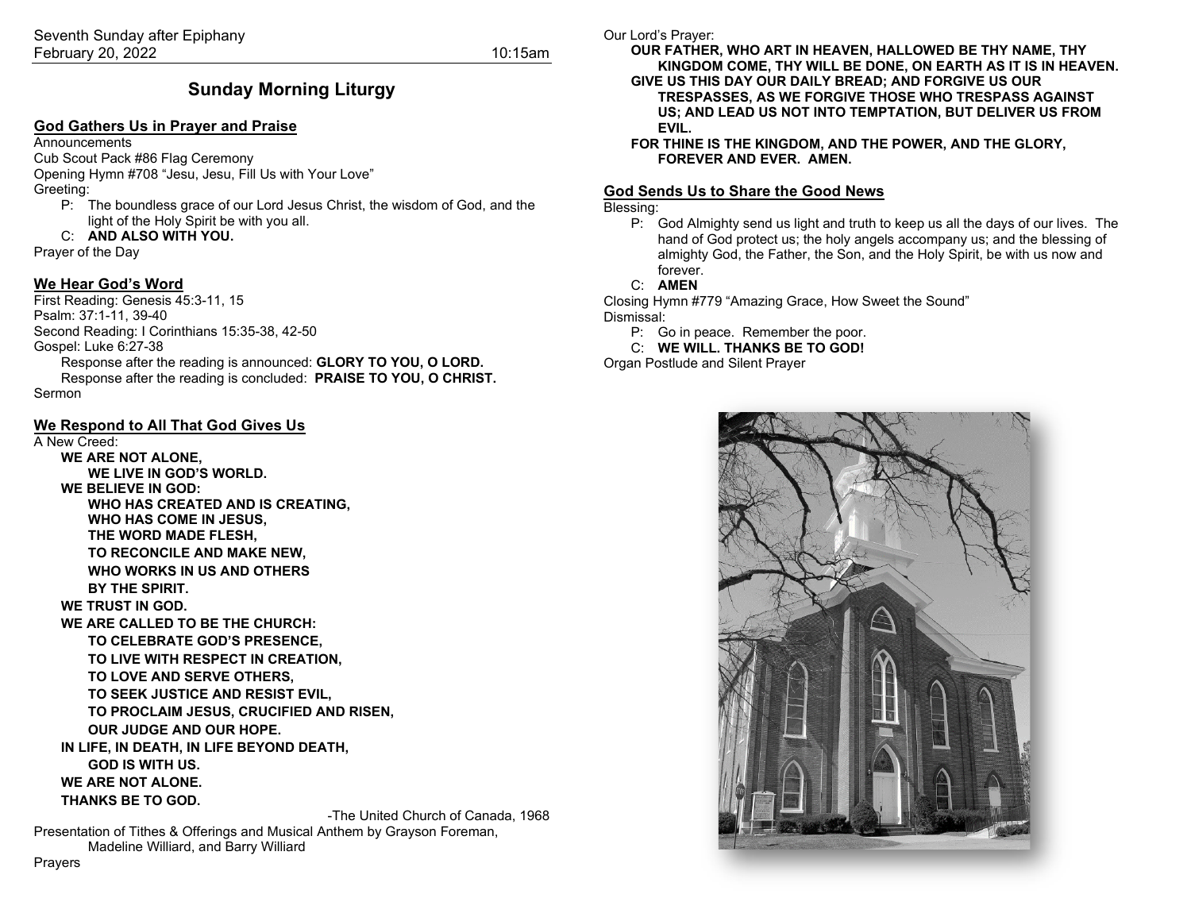Seventh Sunday after Epiphany
February 20, 2022 10:15am

# Sunday Morning Liturgy

## God Gathers Us in Prayer and Praise

Announcements
Cub Scout Pack #86 Flag Ceremony
Opening Hymn #708 "Jesu, Jesu, Fill Us with Your Love"
Greeting:

P: The boundless grace of our Lord Jesus Christ, the wisdom of God, and the light of the Holy Spirit be with you all.
C: **AND ALSO WITH YOU.**

Prayer of the Day

## We Hear God's Word

First Reading: Genesis 45:3-11, 15
Psalm: 37:1-11, 39-40
Second Reading: I Corinthians 15:35-38, 42-50
Gospel: Luke 6:27-38

Response after the reading is announced: **GLORY TO YOU, O LORD.**
Response after the reading is concluded: **PRAISE TO YOU, O CHRIST.**

Sermon

## We Respond to All That God Gives Us

A New Creed:

**WE ARE NOT ALONE,**
**WE LIVE IN GOD'S WORLD.**
**WE BELIEVE IN GOD:**
**WHO HAS CREATED AND IS CREATING,**
**WHO HAS COME IN JESUS,**
**THE WORD MADE FLESH,**
**TO RECONCILE AND MAKE NEW,**
**WHO WORKS IN US AND OTHERS**
**BY THE SPIRIT.**
**WE TRUST IN GOD.**
**WE ARE CALLED TO BE THE CHURCH:**
**TO CELEBRATE GOD'S PRESENCE,**
**TO LIVE WITH RESPECT IN CREATION,**
**TO LOVE AND SERVE OTHERS,**
**TO SEEK JUSTICE AND RESIST EVIL,**
**TO PROCLAIM JESUS, CRUCIFIED AND RISEN,**
**OUR JUDGE AND OUR HOPE.**
**IN LIFE, IN DEATH, IN LIFE BEYOND DEATH,**
**GOD IS WITH US.**
**WE ARE NOT ALONE.**
**THANKS BE TO GOD.**

-The United Church of Canada, 1968

Presentation of Tithes & Offerings and Musical Anthem by Grayson Foreman, Madeline Williard, and Barry Williard
Prayers

Our Lord's Prayer:

**OUR FATHER, WHO ART IN HEAVEN, HALLOWED BE THY NAME, THY KINGDOM COME, THY WILL BE DONE, ON EARTH AS IT IS IN HEAVEN.**
**GIVE US THIS DAY OUR DAILY BREAD; AND FORGIVE US OUR TRESPASSES, AS WE FORGIVE THOSE WHO TRESPASS AGAINST US; AND LEAD US NOT INTO TEMPTATION, BUT DELIVER US FROM EVIL.**
**FOR THINE IS THE KINGDOM, AND THE POWER, AND THE GLORY, FOREVER AND EVER. AMEN.**

## God Sends Us to Share the Good News

Blessing:

P: God Almighty send us light and truth to keep us all the days of our lives. The hand of God protect us; the holy angels accompany us; and the blessing of almighty God, the Father, the Son, and the Holy Spirit, be with us now and forever.
C: **AMEN**

Closing Hymn #779 "Amazing Grace, How Sweet the Sound"
Dismissal:

P: Go in peace. Remember the poor.
C: **WE WILL. THANKS BE TO GOD!**

Organ Postlude and Silent Prayer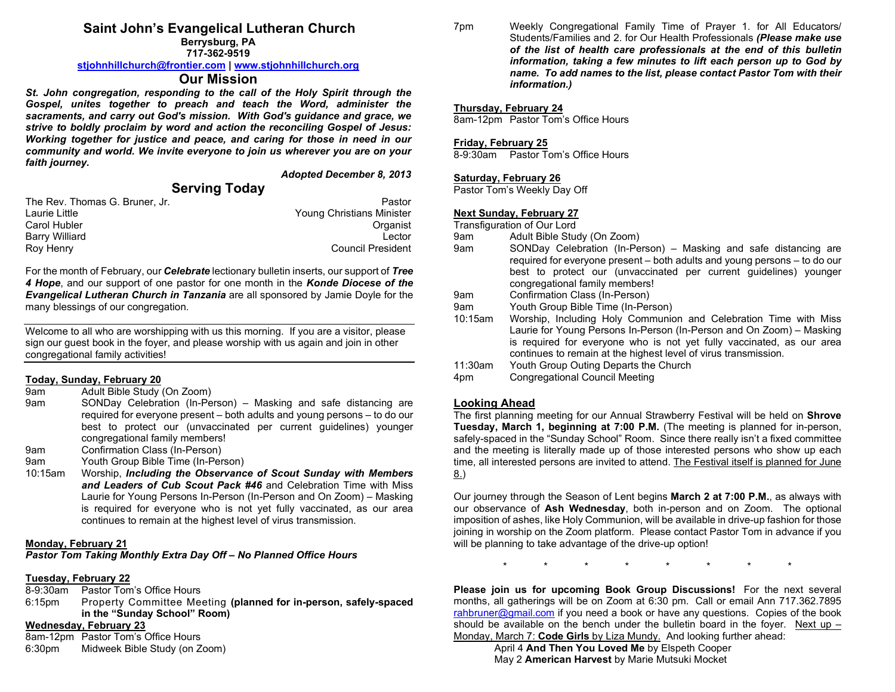# Saint John's Evangelical Lutheran Church

**Berrysburg, PA**
**717-362-9519**
**stjohnhillchurch@frontier.com | www.stjohnhillchurch.org**

## Our Mission

***St. John congregation, responding to the call of the Holy Spirit through the Gospel, unites together to preach and teach the Word, administer the sacraments, and carry out God's mission. With God's guidance and grace, we strive to boldly proclaim by word and action the reconciling Gospel of Jesus: Working together for justice and peace, and caring for those in need in our community and world. We invite everyone to join us wherever you are on your faith journey.***

***Adopted December 8, 2013***

## Serving Today

| | |
|---|---|
| The Rev. Thomas G. Bruner, Jr. | Pastor |
| Laurie Little | Young Christians Minister |
| Carol Hubler | Organist |
| Barry Williard | Lector |
| Roy Henry | Council President |

For the month of February, our ***Celebrate*** lectionary bulletin inserts, our support of ***Tree 4 Hope***, and our support of one pastor for one month in the ***Konde Diocese of the Evangelical Lutheran Church in Tanzania*** are all sponsored by Jamie Doyle for the many blessings of our congregation.

---

Welcome to all who are worshipping with us this morning. If you are a visitor, please sign our guest book in the foyer, and please worship with us again and join in other congregational family activities!

---

**Today, Sunday, February 20**

9am Adult Bible Study (On Zoom)
9am SONDay Celebration (In-Person) – Masking and safe distancing are required for everyone present – both adults and young persons – to do our best to protect our (unvaccinated per current guidelines) younger congregational family members!
9am Confirmation Class (In-Person)
9am Youth Group Bible Time (In-Person)
10:15am Worship, ***Including the Observance of Scout Sunday with Members and Leaders of Cub Scout Pack #46*** and Celebration Time with Miss Laurie for Young Persons In-Person (In-Person and On Zoom) – Masking is required for everyone who is not yet fully vaccinated, as our area continues to remain at the highest level of virus transmission.

**Monday, February 21**
***Pastor Tom Taking Monthly Extra Day Off – No Planned Office Hours***

**Tuesday, February 22**
8-9:30am Pastor Tom's Office Hours
6:15pm Property Committee Meeting **(planned for in-person, safely-spaced in the "Sunday School" Room)**

**Wednesday, February 23**
8am-12pm Pastor Tom's Office Hours
6:30pm Midweek Bible Study (on Zoom)
7pm Weekly Congregational Family Time of Prayer 1. for All Educators/ Students/Families and 2. for Our Health Professionals ***(Please make use of the list of health care professionals at the end of this bulletin information, taking a few minutes to lift each person up to God by name. To add names to the list, please contact Pastor Tom with their information.)***

**Thursday, February 24**
8am-12pm Pastor Tom's Office Hours

**Friday, February 25**
8-9:30am Pastor Tom's Office Hours

**Saturday, February 26**
Pastor Tom's Weekly Day Off

**Next Sunday, February 27**
Transfiguration of Our Lord
9am Adult Bible Study (On Zoom)
9am SONDay Celebration (In-Person) – Masking and safe distancing are required for everyone present – both adults and young persons – to do our best to protect our (unvaccinated per current guidelines) younger congregational family members!
9am Confirmation Class (In-Person)
9am Youth Group Bible Time (In-Person)
10:15am Worship, Including Holy Communion and Celebration Time with Miss Laurie for Young Persons In-Person (In-Person and On Zoom) – Masking is required for everyone who is not yet fully vaccinated, as our area continues to remain at the highest level of virus transmission.
11:30am Youth Group Outing Departs the Church
4pm Congregational Council Meeting

## Looking Ahead

The first planning meeting for our Annual Strawberry Festival will be held on **Shrove Tuesday, March 1, beginning at 7:00 P.M.** (The meeting is planned for in-person, safely-spaced in the "Sunday School" Room. Since there really isn't a fixed committee and the meeting is literally made up of those interested persons who show up each time, all interested persons are invited to attend. The Festival itself is planned for June 8.)

Our journey through the Season of Lent begins **March 2 at 7:00 P.M.**, as always with our observance of **Ash Wednesday**, both in-person and on Zoom. The optional imposition of ashes, like Holy Communion, will be available in drive-up fashion for those joining in worship on the Zoom platform. Please contact Pastor Tom in advance if you will be planning to take advantage of the drive-up option!

\* \* \* \* \* \* \* \*

**Please join us for upcoming Book Group Discussions!** For the next several months, all gatherings will be on Zoom at 6:30 pm. Call or email Ann 717.362.7895 rahbruner@gmail.com if you need a book or have any questions. Copies of the book should be available on the bench under the bulletin board in the foyer. Next up – Monday, March 7: **Code Girls** by Liza Mundy. And looking further ahead:

April 4 **And Then You Loved Me** by Elspeth Cooper
May 2 **American Harvest** by Marie Mutsuki Mocket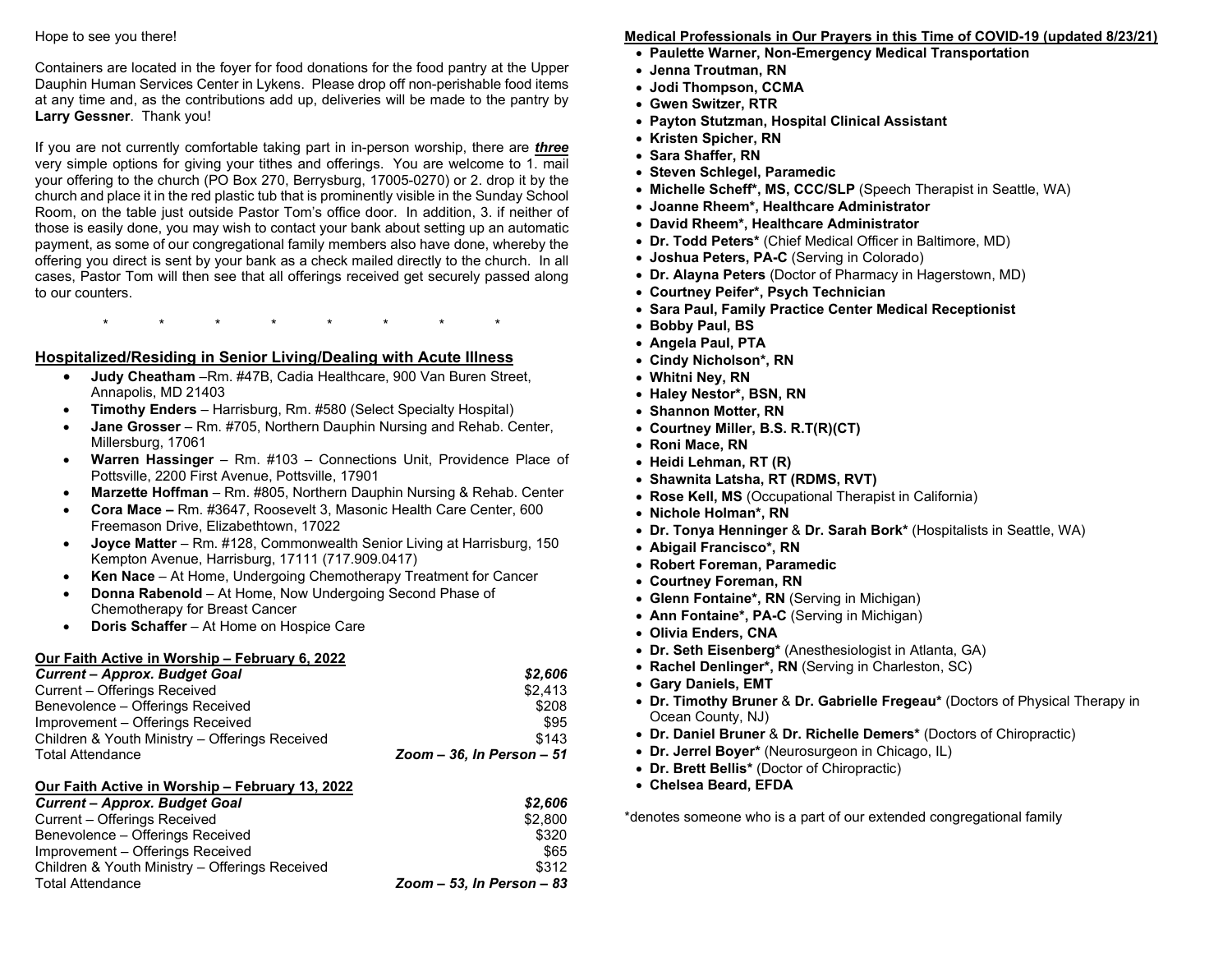Hope to see you there!

Containers are located in the foyer for food donations for the food pantry at the Upper Dauphin Human Services Center in Lykens. Please drop off non-perishable food items at any time and, as the contributions add up, deliveries will be made to the pantry by **Larry Gessner**. Thank you!

If you are not currently comfortable taking part in in-person worship, there are ***three*** very simple options for giving your tithes and offerings. You are welcome to 1. mail your offering to the church (PO Box 270, Berrysburg, 17005-0270) or 2. drop it by the church and place it in the red plastic tub that is prominently visible in the Sunday School Room, on the table just outside Pastor Tom's office door. In addition, 3. if neither of those is easily done, you may wish to contact your bank about setting up an automatic payment, as some of our congregational family members also have done, whereby the offering you direct is sent by your bank as a check mailed directly to the church. In all cases, Pastor Tom will then see that all offerings received get securely passed along to our counters.

\* \* \* \* \* \* \* \*

## Hospitalized/Residing in Senior Living/Dealing with Acute Illness

- **Judy Cheatham** –Rm. #47B, Cadia Healthcare, 900 Van Buren Street, Annapolis, MD 21403
- **Timothy Enders** – Harrisburg, Rm. #580 (Select Specialty Hospital)
- **Jane Grosser** – Rm. #705, Northern Dauphin Nursing and Rehab. Center, Millersburg, 17061
- **Warren Hassinger** – Rm. #103 – Connections Unit, Providence Place of Pottsville, 2200 First Avenue, Pottsville, 17901
- **Marzette Hoffman** – Rm. #805, Northern Dauphin Nursing & Rehab. Center
- **Cora Mace –** Rm. #3647, Roosevelt 3, Masonic Health Care Center, 600 Freemason Drive, Elizabethtown, 17022
- **Joyce Matter** – Rm. #128, Commonwealth Senior Living at Harrisburg, 150 Kempton Avenue, Harrisburg, 17111 (717.909.0417)
- **Ken Nace** – At Home, Undergoing Chemotherapy Treatment for Cancer
- **Donna Rabenold** – At Home, Now Undergoing Second Phase of Chemotherapy for Breast Cancer
- **Doris Schaffer** – At Home on Hospice Care

## Our Faith Active in Worship – February 6, 2022

| | |
|---|---|
| ***Current – Approx. Budget Goal*** | ***$2,606*** |
| Current – Offerings Received | $2,413 |
| Benevolence – Offerings Received | $208 |
| Improvement – Offerings Received | $95 |
| Children & Youth Ministry – Offerings Received | $143 |
| Total Attendance | *Zoom – 36, In Person – 51* |

## Our Faith Active in Worship – February 13, 2022

| | |
|---|---|
| ***Current – Approx. Budget Goal*** | ***$2,606*** |
| Current – Offerings Received | $2,800 |
| Benevolence – Offerings Received | $320 |
| Improvement – Offerings Received | $65 |
| Children & Youth Ministry – Offerings Received | $312 |
| Total Attendance | *Zoom – 53, In Person – 83* |

## Medical Professionals in Our Prayers in this Time of COVID-19 (updated 8/23/21)

- **Paulette Warner, Non-Emergency Medical Transportation**
- **Jenna Troutman, RN**
- **Jodi Thompson, CCMA**
- **Gwen Switzer, RTR**
- **Payton Stutzman, Hospital Clinical Assistant**
- **Kristen Spicher, RN**
- **Sara Shaffer, RN**
- **Steven Schlegel, Paramedic**
- **Michelle Scheff\*, MS, CCC/SLP** (Speech Therapist in Seattle, WA)
- **Joanne Rheem\*, Healthcare Administrator**
- **David Rheem\*, Healthcare Administrator**
- **Dr. Todd Peters\*** (Chief Medical Officer in Baltimore, MD)
- **Joshua Peters, PA-C** (Serving in Colorado)
- **Dr. Alayna Peters** (Doctor of Pharmacy in Hagerstown, MD)
- **Courtney Peifer\*, Psych Technician**
- **Sara Paul, Family Practice Center Medical Receptionist**
- **Bobby Paul, BS**
- **Angela Paul, PTA**
- **Cindy Nicholson\*, RN**
- **Whitni Ney, RN**
- **Haley Nestor\*, BSN, RN**
- **Shannon Motter, RN**
- **Courtney Miller, B.S. R.T(R)(CT)**
- **Roni Mace, RN**
- **Heidi Lehman, RT (R)**
- **Shawnita Latsha, RT (RDMS, RVT)**
- **Rose Kell, MS** (Occupational Therapist in California)
- **Nichole Holman\*, RN**
- **Dr. Tonya Henninger** & **Dr. Sarah Bork\*** (Hospitalists in Seattle, WA)
- **Abigail Francisco\*, RN**
- **Robert Foreman, Paramedic**
- **Courtney Foreman, RN**
- **Glenn Fontaine\*, RN** (Serving in Michigan)
- **Ann Fontaine\*, PA-C** (Serving in Michigan)
- **Olivia Enders, CNA**
- **Dr. Seth Eisenberg\*** (Anesthesiologist in Atlanta, GA)
- **Rachel Denlinger\*, RN** (Serving in Charleston, SC)
- **Gary Daniels, EMT**
- **Dr. Timothy Bruner** & **Dr. Gabrielle Fregeau\*** (Doctors of Physical Therapy in Ocean County, NJ)
- **Dr. Daniel Bruner** & **Dr. Richelle Demers\*** (Doctors of Chiropractic)
- **Dr. Jerrel Boyer\*** (Neurosurgeon in Chicago, IL)
- **Dr. Brett Bellis\*** (Doctor of Chiropractic)
- **Chelsea Beard, EFDA**

\*denotes someone who is a part of our extended congregational family